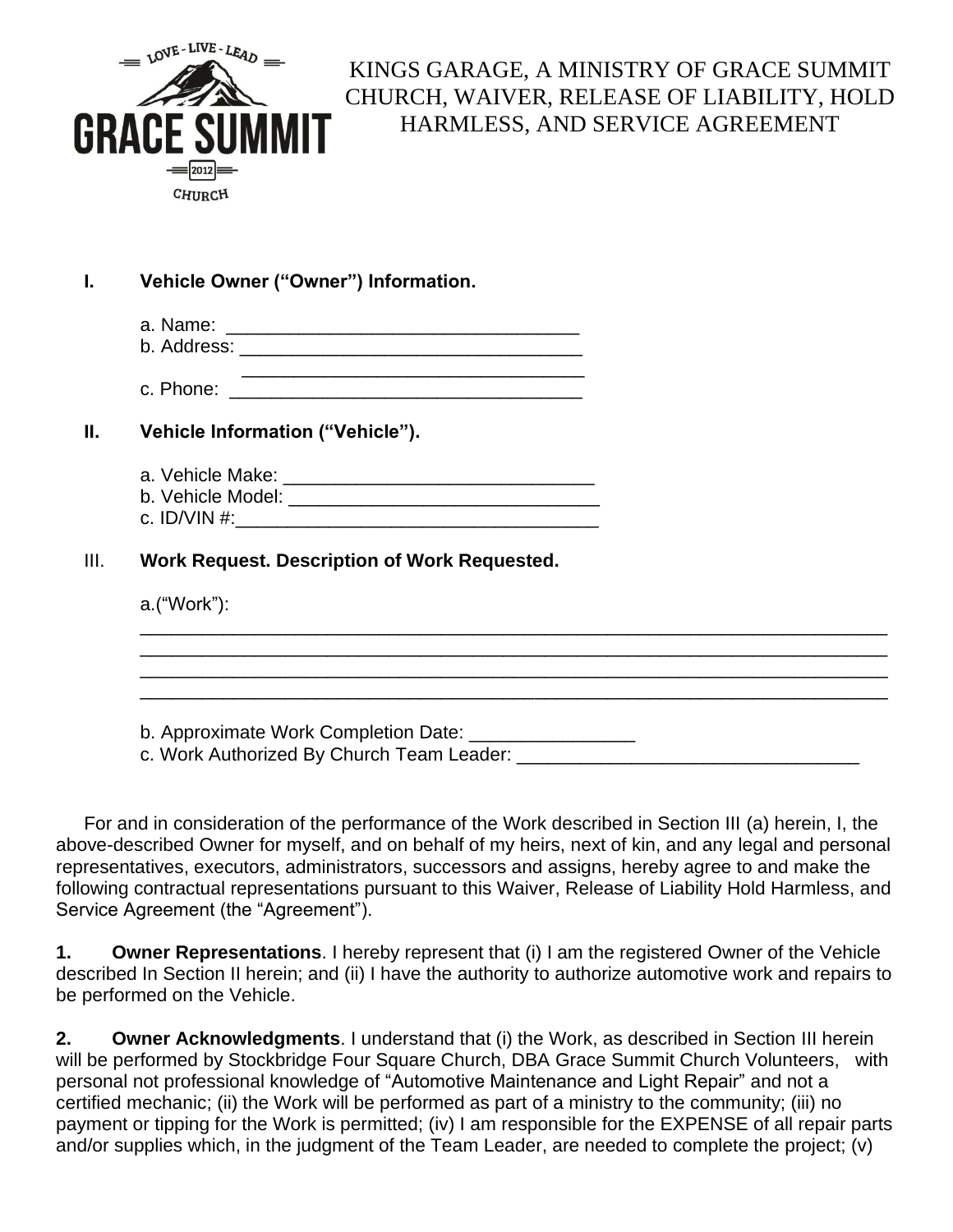# KINGS GARAGE, A MINISTRY OF GRACE SUMMIT CHURCH, WAIVER, RELEASE OF LIABILITY, HOLD HARMLESS, AND SERVICE AGREEMENT

**I. Vehicle Owner ("Owner") Information.**

a. Name: ___________________________________
b. Address: _________________________________
_________________________________
c. Phone: __________________________________

**II. Vehicle Information ("Vehicle").**

a. Vehicle Make: _______________________________
b. Vehicle Model: _______________________________
c. ID/VIN #:___________________________________

III. **Work Request. Description of Work Requested.**

a.("Work"):
___________________________________________________________________________
___________________________________________________________________________
___________________________________________________________________________
___________________________________________________________________________

b. Approximate Work Completion Date: ________________
c. Work Authorized By Church Team Leader: _________________________________

For and in consideration of the performance of the Work described in Section III (a) herein, I, the above-described Owner for myself, and on behalf of my heirs, next of kin, and any legal and personal representatives, executors, administrators, successors and assigns, hereby agree to and make the following contractual representations pursuant to this Waiver, Release of Liability Hold Harmless, and Service Agreement (the "Agreement").

**1. Owner Representations**. I hereby represent that (i) I am the registered Owner of the Vehicle described In Section II herein; and (ii) I have the authority to authorize automotive work and repairs to be performed on the Vehicle.

**2. Owner Acknowledgments**. I understand that (i) the Work, as described in Section III herein will be performed by Stockbridge Four Square Church, DBA Grace Summit Church Volunteers, with personal not professional knowledge of "Automotive Maintenance and Light Repair" and not a certified mechanic; (ii) the Work will be performed as part of a ministry to the community; (iii) no payment or tipping for the Work is permitted; (iv) I am responsible for the EXPENSE of all repair parts and/or supplies which, in the judgment of the Team Leader, are needed to complete the project; (v)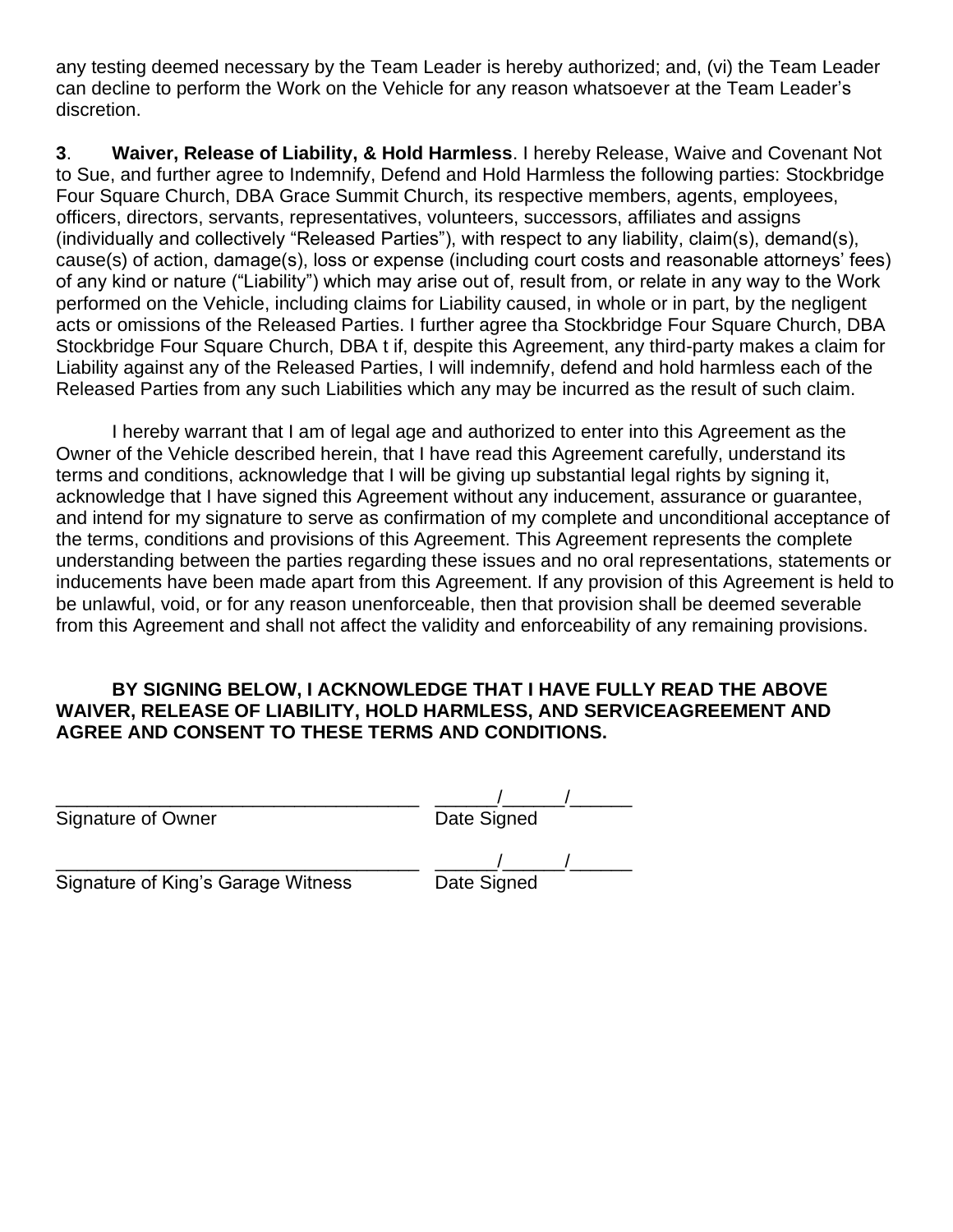any testing deemed necessary by the Team Leader is hereby authorized; and, (vi) the Team Leader can decline to perform the Work on the Vehicle for any reason whatsoever at the Team Leader's discretion.

**3**. **Waiver, Release of Liability, & Hold Harmless**. I hereby Release, Waive and Covenant Not to Sue, and further agree to Indemnify, Defend and Hold Harmless the following parties: Stockbridge Four Square Church, DBA Grace Summit Church, its respective members, agents, employees, officers, directors, servants, representatives, volunteers, successors, affiliates and assigns (individually and collectively "Released Parties"), with respect to any liability, claim(s), demand(s), cause(s) of action, damage(s), loss or expense (including court costs and reasonable attorneys' fees) of any kind or nature ("Liability") which may arise out of, result from, or relate in any way to the Work performed on the Vehicle, including claims for Liability caused, in whole or in part, by the negligent acts or omissions of the Released Parties. I further agree tha Stockbridge Four Square Church, DBA Stockbridge Four Square Church, DBA t if, despite this Agreement, any third-party makes a claim for Liability against any of the Released Parties, I will indemnify, defend and hold harmless each of the Released Parties from any such Liabilities which any may be incurred as the result of such claim.

I hereby warrant that I am of legal age and authorized to enter into this Agreement as the Owner of the Vehicle described herein, that I have read this Agreement carefully, understand its terms and conditions, acknowledge that I will be giving up substantial legal rights by signing it, acknowledge that I have signed this Agreement without any inducement, assurance or guarantee, and intend for my signature to serve as confirmation of my complete and unconditional acceptance of the terms, conditions and provisions of this Agreement. This Agreement represents the complete understanding between the parties regarding these issues and no oral representations, statements or inducements have been made apart from this Agreement. If any provision of this Agreement is held to be unlawful, void, or for any reason unenforceable, then that provision shall be deemed severable from this Agreement and shall not affect the validity and enforceability of any remaining provisions.

**BY SIGNING BELOW, I ACKNOWLEDGE THAT I HAVE FULLY READ THE ABOVE WAIVER, RELEASE OF LIABILITY, HOLD HARMLESS, AND SERVICEAGREEMENT AND AGREE AND CONSENT TO THESE TERMS AND CONDITIONS.**

___________________________________ ______/______/______
Signature of Owner Date Signed

___________________________________ ______/______/______
Signature of King's Garage Witness Date Signed